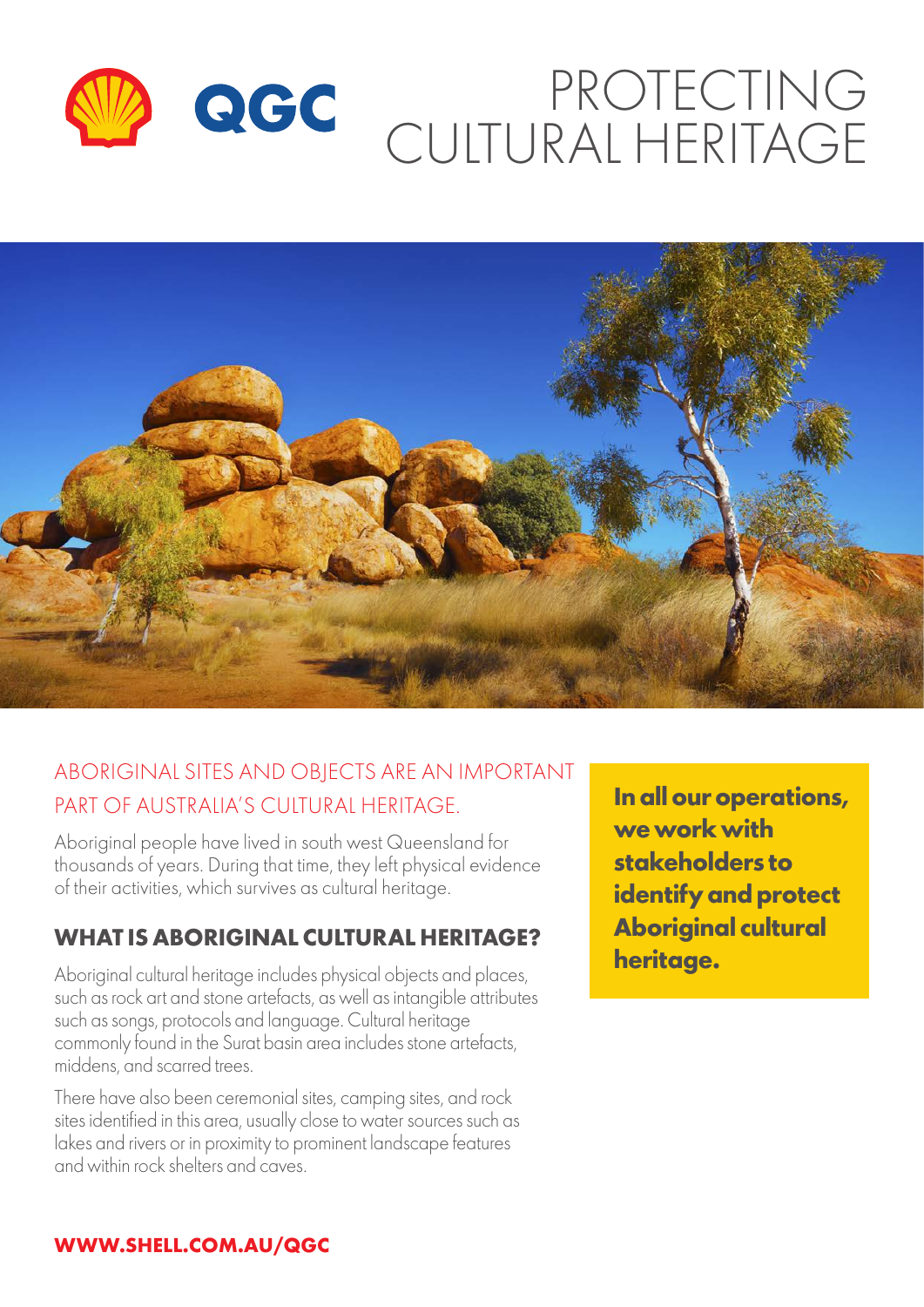# PROTECTING CULTURAL HERITAGE

## ABORIGINAL SITES AND OBJECTS ARE AN IMPORTANT PART OF AUSTRALIA'S CULTURAL HERITAGE.

Aboriginal people have lived in south west Queensland for thousands of years. During that time, they left physical evidence of their activities, which survives as cultural heritage.

**In all our operations, we work with stakeholders to identify and protect Aboriginal cultural heritage.**

## WHAT IS ABORIGINAL CULTURAL HERITAGE?

Aboriginal cultural heritage includes physical objects and places, such as rock art and stone artefacts, as well as intangible attributes such as songs, protocols and language. Cultural heritage commonly found in the Surat basin area includes stone artefacts, middens, and scarred trees.

There have also been ceremonial sites, camping sites, and rock sites identified in this area, usually close to water sources such as lakes and rivers or in proximity to prominent landscape features and within rock shelters and caves.

**WWW.SHELL.COM.AU/QGC**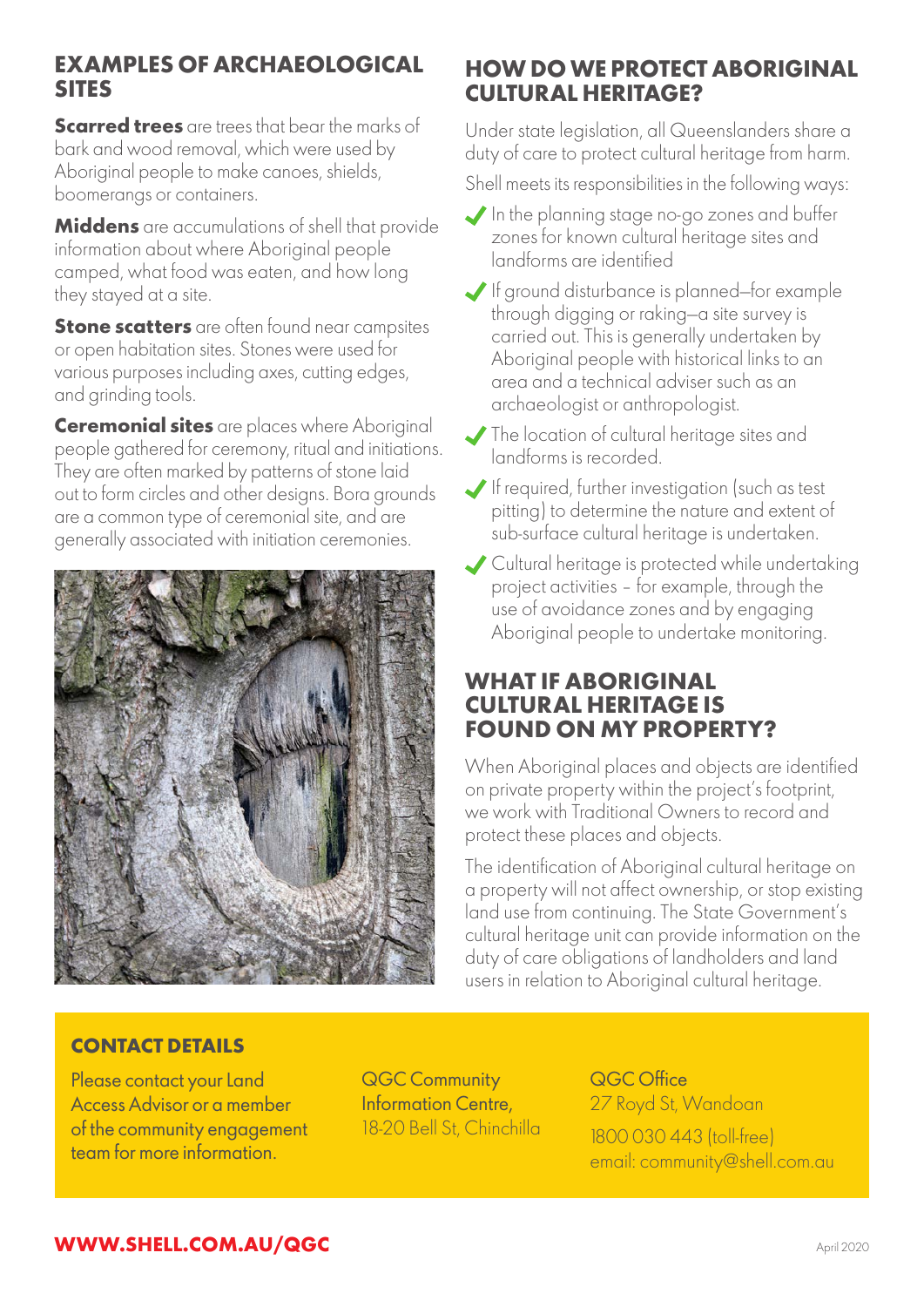## EXAMPLES OF ARCHAEOLOGICAL SITES

**Scarred trees** are trees that bear the marks of bark and wood removal, which were used by Aboriginal people to make canoes, shields, boomerangs or containers.

**Middens** are accumulations of shell that provide information about where Aboriginal people camped, what food was eaten, and how long they stayed at a site.

**Stone scatters** are often found near campsites or open habitation sites. Stones were used for various purposes including axes, cutting edges, and grinding tools.

**Ceremonial sites** are places where Aboriginal people gathered for ceremony, ritual and initiations. They are often marked by patterns of stone laid out to form circles and other designs. Bora grounds are a common type of ceremonial site, and are generally associated with initiation ceremonies.

## HOW DO WE PROTECT ABORIGINAL CULTURAL HERITAGE?

Under state legislation, all Queenslanders share a duty of care to protect cultural heritage from harm.

Shell meets its responsibilities in the following ways:

- In the planning stage no-go zones and buffer zones for known cultural heritage sites and landforms are identified
- If ground disturbance is planned—for example through digging or raking—a site survey is carried out. This is generally undertaken by Aboriginal people with historical links to an area and a technical adviser such as an archaeologist or anthropologist.
- The location of cultural heritage sites and landforms is recorded.
- If required, further investigation (such as test pitting) to determine the nature and extent of sub-surface cultural heritage is undertaken.
- Cultural heritage is protected while undertaking project activities – for example, through the use of avoidance zones and by engaging Aboriginal people to undertake monitoring.

## WHAT IF ABORIGINAL CULTURAL HERITAGE IS FOUND ON MY PROPERTY?

When Aboriginal places and objects are identified on private property within the project's footprint, we work with Traditional Owners to record and protect these places and objects.

The identification of Aboriginal cultural heritage on a property will not affect ownership, or stop existing land use from continuing. The State Government's cultural heritage unit can provide information on the duty of care obligations of landholders and land users in relation to Aboriginal cultural heritage.

## CONTACT DETAILS

Please contact your Land Access Advisor or a member of the community engagement team for more information.

QGC Community Information Centre,
18-20 Bell St, Chinchilla

QGC Office
27 Royd St, Wandoan
1800 030 443 (toll-free)
email: community@shell.com.au

**WWW.SHELL.COM.AU/QGC**

April 2020